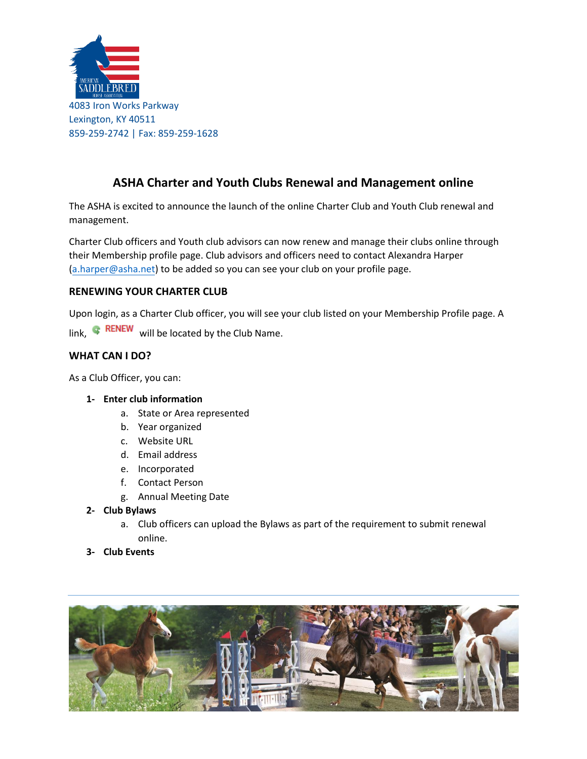4083 Iron Works Parkway
Lexington, KY 40511
859-259-2742 | Fax: 859-259-1628

## ASHA Charter and Youth Clubs Renewal and Management online

The ASHA is excited to announce the launch of the online Charter Club and Youth Club renewal and management.

Charter Club officers and Youth club advisors can now renew and manage their clubs online through their Membership profile page. Club advisors and officers need to contact Alexandra Harper (a.harper@asha.net) to be added so you can see your club on your profile page.

### RENEWING YOUR CHARTER CLUB

Upon login, as a Charter Club officer, you will see your club listed on your Membership Profile page. A link, RENEW will be located by the Club Name.

### WHAT CAN I DO?

As a Club Officer, you can:

1- **Enter club information**
   a. State or Area represented
   b. Year organized
   c. Website URL
   d. Email address
   e. Incorporated
   f. Contact Person
   g. Annual Meeting Date
2- **Club Bylaws**
   a. Club officers can upload the Bylaws as part of the requirement to submit renewal online.
3- **Club Events**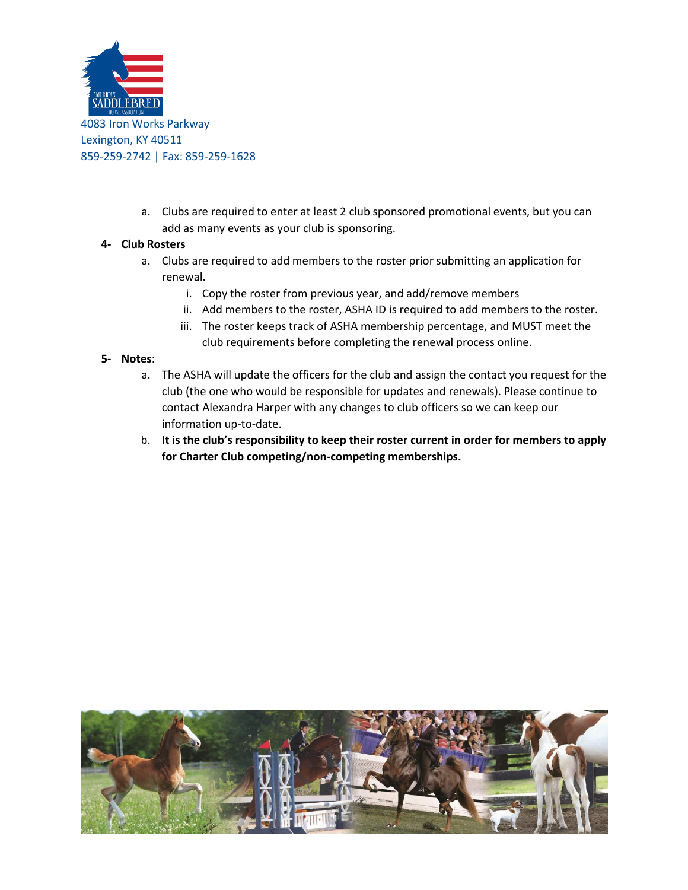a. Clubs are required to enter at least 2 club sponsored promotional events, but you can add as many events as your club is sponsoring.

**4- Club Rosters**

a. Clubs are required to add members to the roster prior submitting an application for renewal.

   i. Copy the roster from previous year, and add/remove members

   ii. Add members to the roster, ASHA ID is required to add members to the roster.

   iii. The roster keeps track of ASHA membership percentage, and MUST meet the club requirements before completing the renewal process online.

**5- Notes**:

a. The ASHA will update the officers for the club and assign the contact you request for the club (the one who would be responsible for updates and renewals). Please continue to contact Alexandra Harper with any changes to club officers so we can keep our information up-to-date.

b. **It is the club's responsibility to keep their roster current in order for members to apply for Charter Club competing/non-competing memberships.**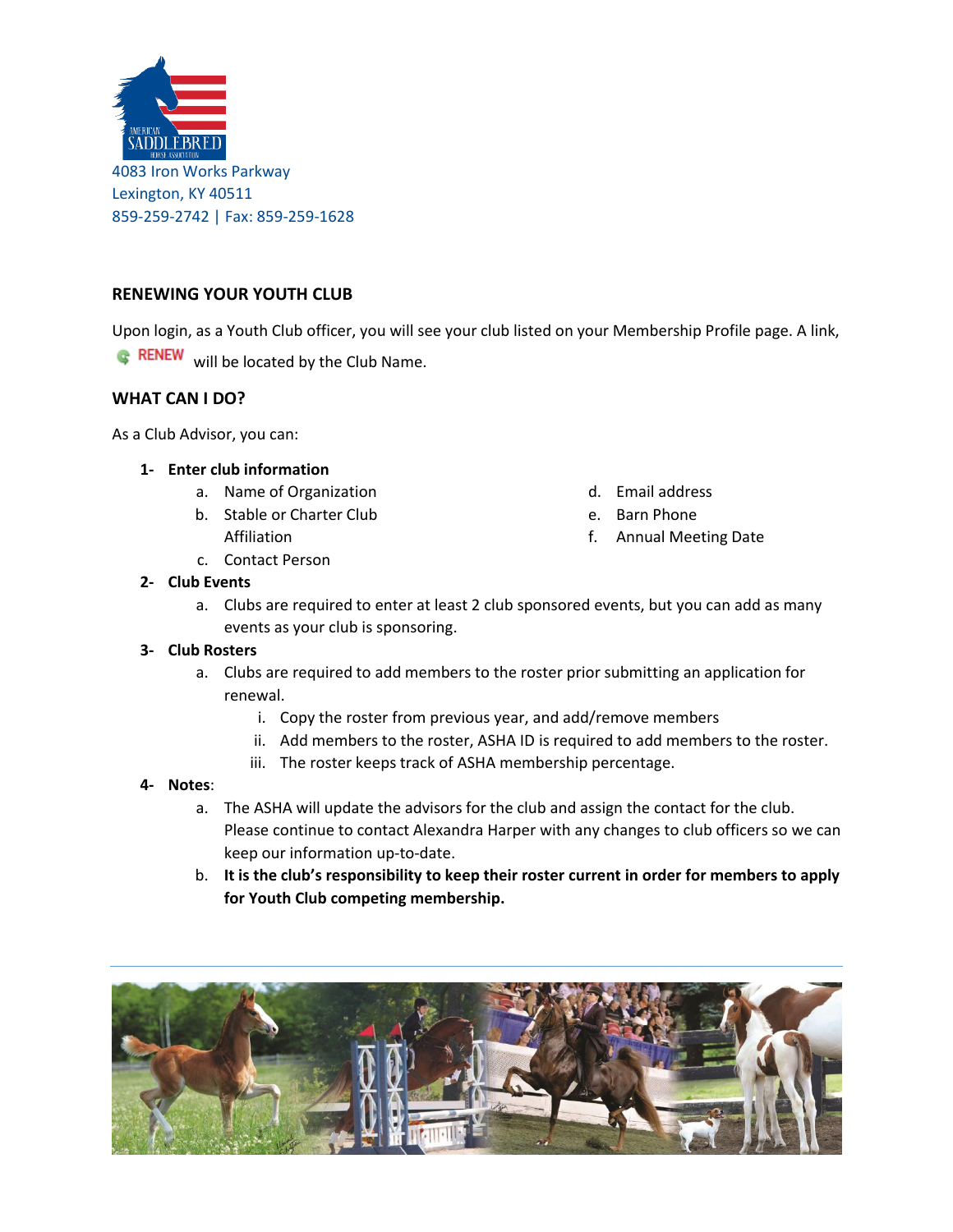4083 Iron Works Parkway
Lexington, KY 40511
859-259-2742 | Fax: 859-259-1628

## RENEWING YOUR YOUTH CLUB

Upon login, as a Youth Club officer, you will see your club listed on your Membership Profile page. A link, RENEW will be located by the Club Name.

## WHAT CAN I DO?

As a Club Advisor, you can:

1- **Enter club information**
   a. Name of Organization
   b. Stable or Charter Club Affiliation
   c. Contact Person
   d. Email address
   e. Barn Phone
   f. Annual Meeting Date

2- **Club Events**
   a. Clubs are required to enter at least 2 club sponsored events, but you can add as many events as your club is sponsoring.

3- **Club Rosters**
   a. Clubs are required to add members to the roster prior submitting an application for renewal.
      i. Copy the roster from previous year, and add/remove members
      ii. Add members to the roster, ASHA ID is required to add members to the roster.
      iii. The roster keeps track of ASHA membership percentage.

4- **Notes**:
   a. The ASHA will update the advisors for the club and assign the contact for the club. Please continue to contact Alexandra Harper with any changes to club officers so we can keep our information up-to-date.
   b. **It is the club's responsibility to keep their roster current in order for members to apply for Youth Club competing membership.**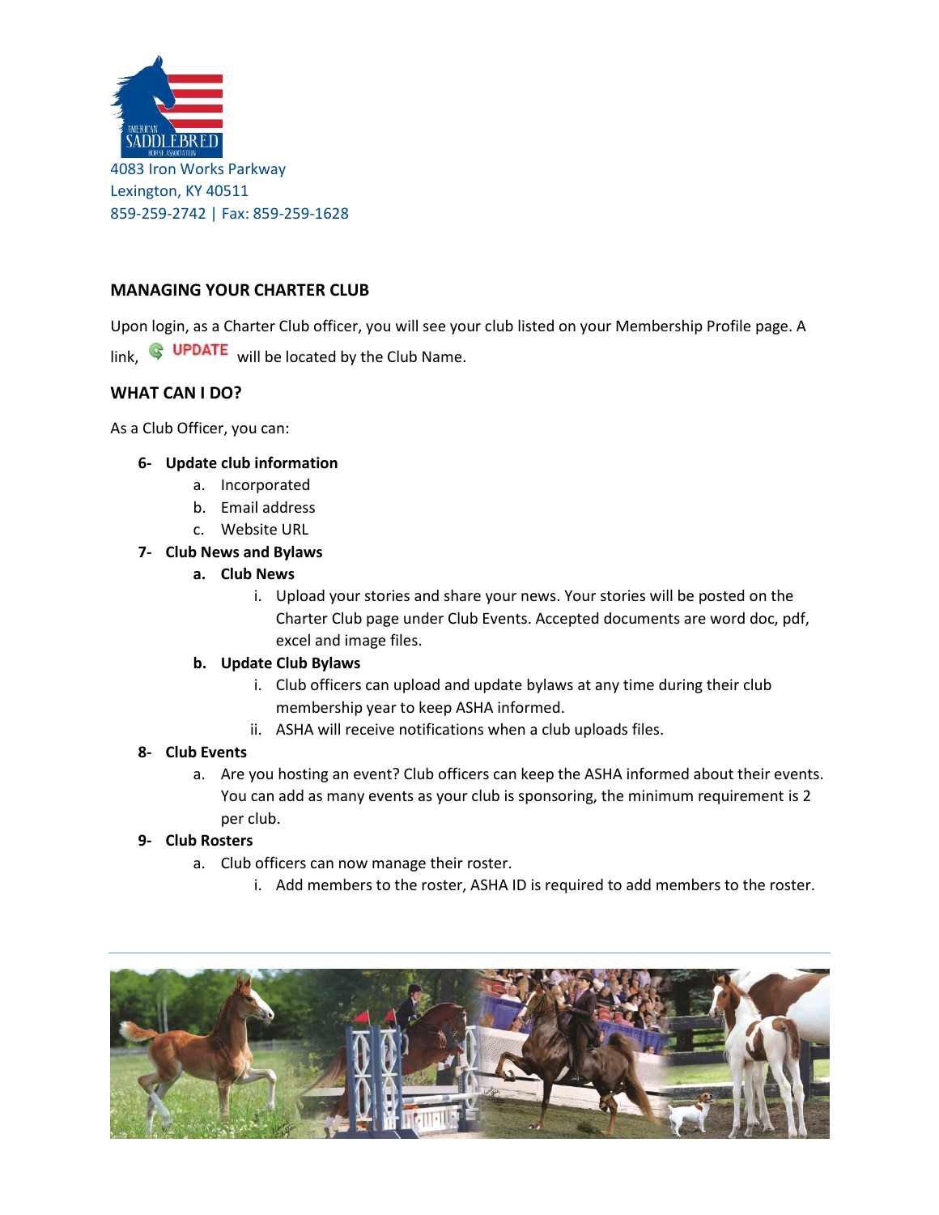4083 Iron Works Parkway
Lexington, KY 40511
859-259-2742 | Fax: 859-259-1628

## MANAGING YOUR CHARTER CLUB

Upon login, as a Charter Club officer, you will see your club listed on your Membership Profile page. A link, UPDATE will be located by the Club Name.

## WHAT CAN I DO?

As a Club Officer, you can:

6- **Update club information**
   a. Incorporated
   b. Email address
   c. Website URL

7- **Club News and Bylaws**
   a. **Club News**
      i. Upload your stories and share your news. Your stories will be posted on the Charter Club page under Club Events. Accepted documents are word doc, pdf, excel and image files.
   b. **Update Club Bylaws**
      i. Club officers can upload and update bylaws at any time during their club membership year to keep ASHA informed.
      ii. ASHA will receive notifications when a club uploads files.

8- **Club Events**
   a. Are you hosting an event? Club officers can keep the ASHA informed about their events. You can add as many events as your club is sponsoring, the minimum requirement is 2 per club.

9- **Club Rosters**
   a. Club officers can now manage their roster.
      i. Add members to the roster, ASHA ID is required to add members to the roster.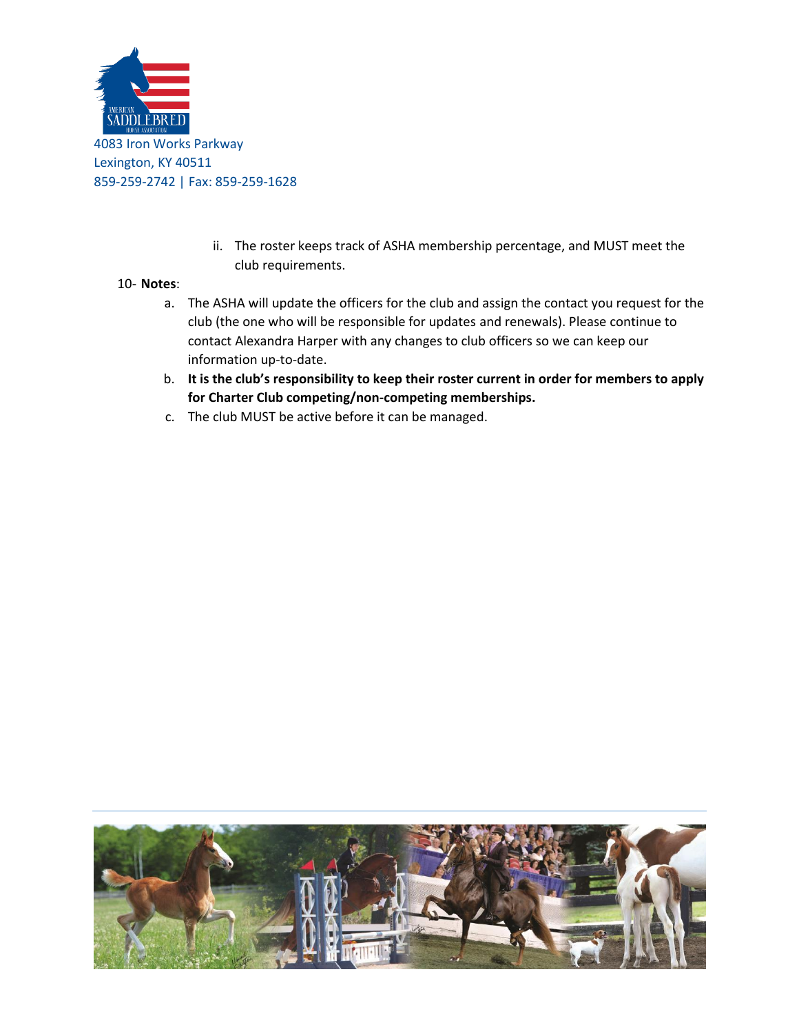ii. The roster keeps track of ASHA membership percentage, and MUST meet the club requirements.

10- **Notes**:

a. The ASHA will update the officers for the club and assign the contact you request for the club (the one who will be responsible for updates and renewals). Please continue to contact Alexandra Harper with any changes to club officers so we can keep our information up-to-date.

b. **It is the club's responsibility to keep their roster current in order for members to apply for Charter Club competing/non-competing memberships.**

c. The club MUST be active before it can be managed.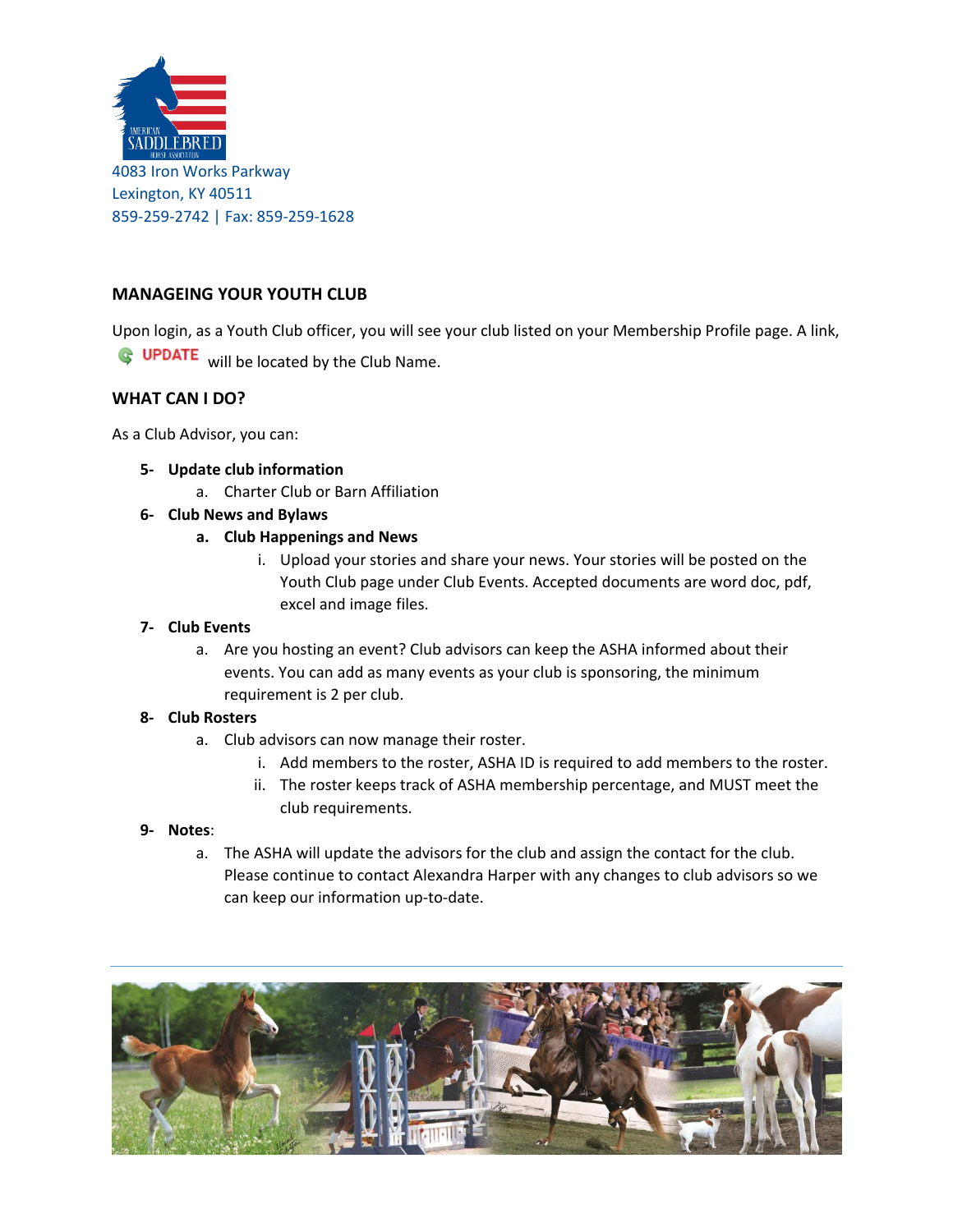4083 Iron Works Parkway
Lexington, KY 40511
859-259-2742 | Fax: 859-259-1628

## MANAGEING YOUR YOUTH CLUB

Upon login, as a Youth Club officer, you will see your club listed on your Membership Profile page. A link, UPDATE will be located by the Club Name.

## WHAT CAN I DO?

As a Club Advisor, you can:

5- **Update club information**
   a. Charter Club or Barn Affiliation

6- **Club News and Bylaws**
   a. **Club Happenings and News**
      i. Upload your stories and share your news. Your stories will be posted on the Youth Club page under Club Events. Accepted documents are word doc, pdf, excel and image files.

7- **Club Events**
   a. Are you hosting an event? Club advisors can keep the ASHA informed about their events. You can add as many events as your club is sponsoring, the minimum requirement is 2 per club.

8- **Club Rosters**
   a. Club advisors can now manage their roster.
      i. Add members to the roster, ASHA ID is required to add members to the roster.
      ii. The roster keeps track of ASHA membership percentage, and MUST meet the club requirements.

9- **Notes**:
   a. The ASHA will update the advisors for the club and assign the contact for the club. Please continue to contact Alexandra Harper with any changes to club advisors so we can keep our information up-to-date.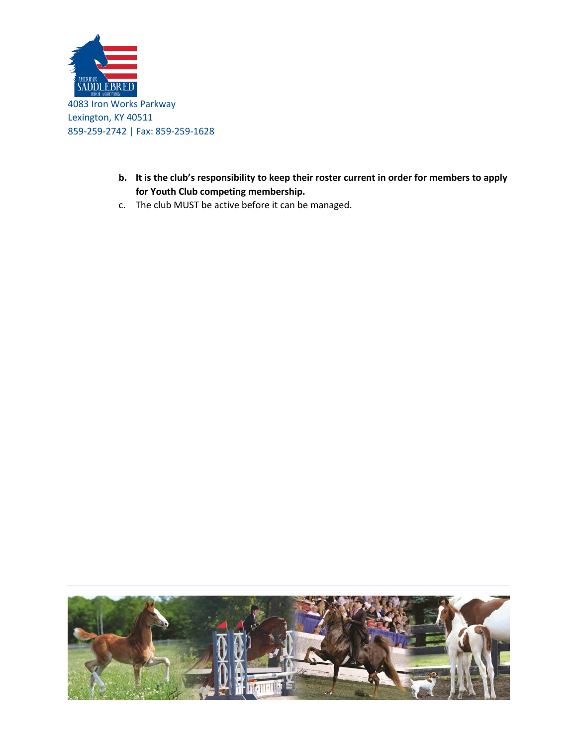b. **It is the club's responsibility to keep their roster current in order for members to apply for Youth Club competing membership.**

c. The club MUST be active before it can be managed.